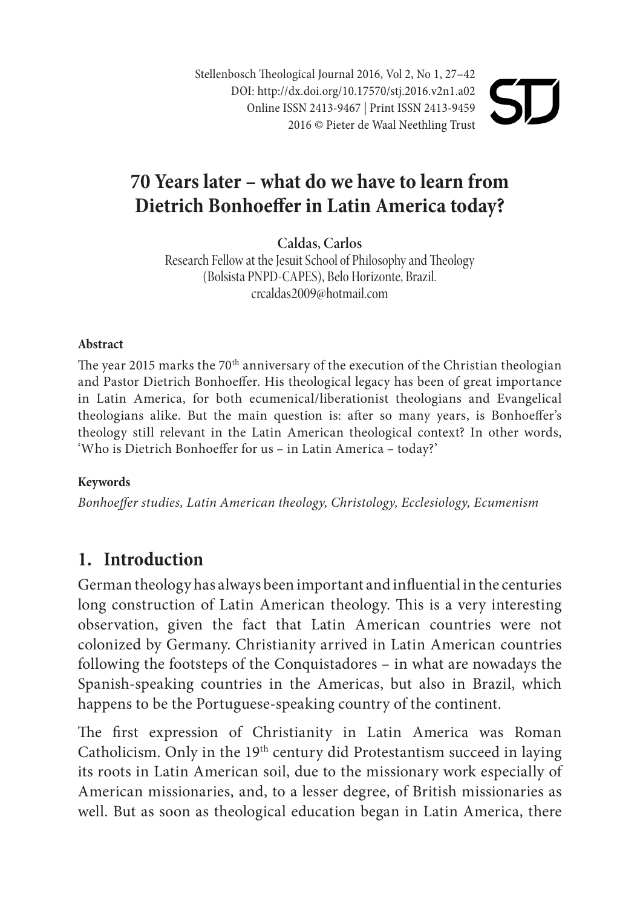Stellenbosch Theological Journal 2016, Vol 2, No 1, 27–42
DOI: http://dx.doi.org/10.17570/stj.2016.v2n1.a02
Online ISSN 2413-9467 | Print ISSN 2413-9459
2016 © Pieter de Waal Neethling Trust

# 70 Years later – what do we have to learn from Dietrich Bonhoeffer in Latin America today?

**Caldas, Carlos**
Research Fellow at the Jesuit School of Philosophy and Theology
(Bolsista PNPD-CAPES), Belo Horizonte, Brazil.
crcaldas2009@hotmail.com

#### Abstract

The year 2015 marks the 70th anniversary of the execution of the Christian theologian and Pastor Dietrich Bonhoeffer. His theological legacy has been of great importance in Latin America, for both ecumenical/liberationist theologians and Evangelical theologians alike. But the main question is: after so many years, is Bonhoeffer's theology still relevant in the Latin American theological context? In other words, 'Who is Dietrich Bonhoeffer for us – in Latin America – today?'

#### Keywords

*Bonhoeffer studies, Latin American theology, Christology, Ecclesiology, Ecumenism*

## 1. Introduction

German theology has always been important and influential in the centuries long construction of Latin American theology. This is a very interesting observation, given the fact that Latin American countries were not colonized by Germany. Christianity arrived in Latin American countries following the footsteps of the Conquistadores – in what are nowadays the Spanish-speaking countries in the Americas, but also in Brazil, which happens to be the Portuguese-speaking country of the continent.

The first expression of Christianity in Latin America was Roman Catholicism. Only in the 19th century did Protestantism succeed in laying its roots in Latin American soil, due to the missionary work especially of American missionaries, and, to a lesser degree, of British missionaries as well. But as soon as theological education began in Latin America, there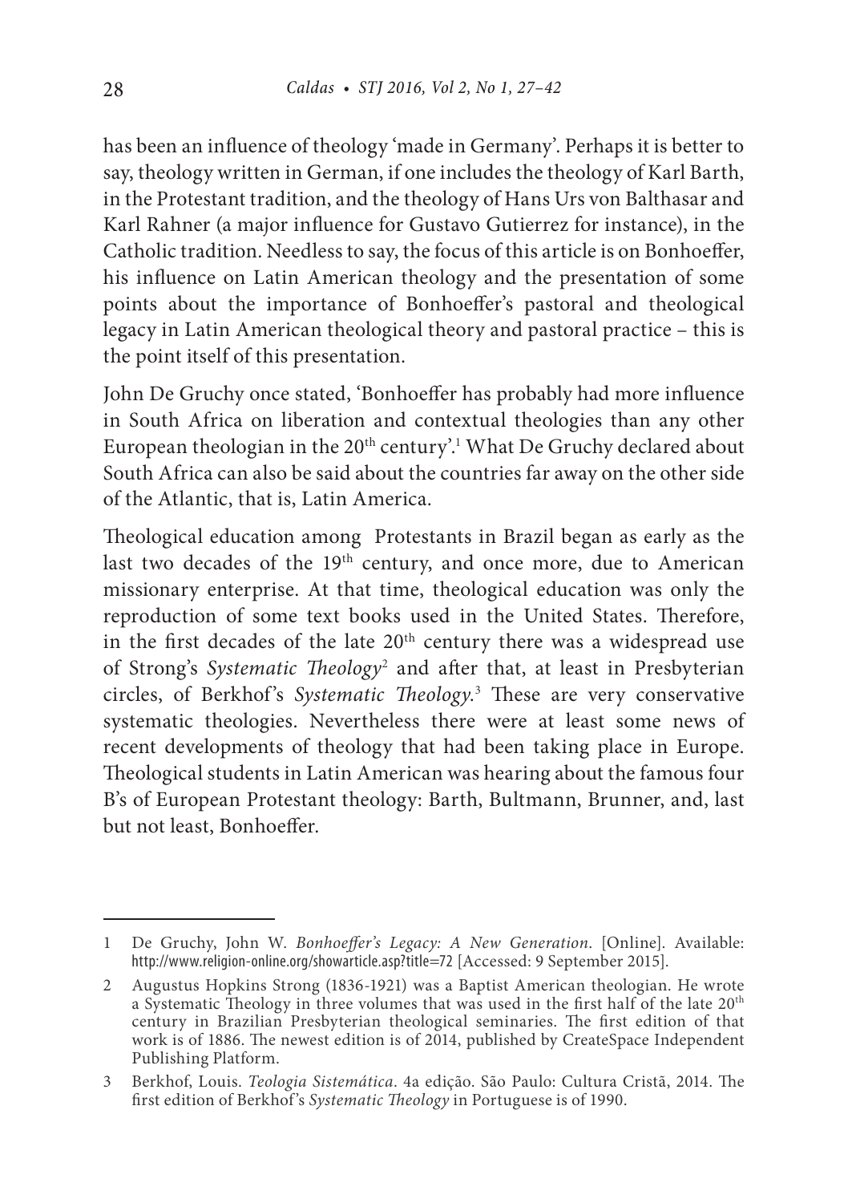has been an influence of theology 'made in Germany'. Perhaps it is better to say, theology written in German, if one includes the theology of Karl Barth, in the Protestant tradition, and the theology of Hans Urs von Balthasar and Karl Rahner (a major influence for Gustavo Gutierrez for instance), in the Catholic tradition. Needless to say, the focus of this article is on Bonhoeffer, his influence on Latin American theology and the presentation of some points about the importance of Bonhoeffer's pastoral and theological legacy in Latin American theological theory and pastoral practice – this is the point itself of this presentation.

John De Gruchy once stated, 'Bonhoeffer has probably had more influence in South Africa on liberation and contextual theologies than any other European theologian in the 20th century'.[1] What De Gruchy declared about South Africa can also be said about the countries far away on the other side of the Atlantic, that is, Latin America.

Theological education among Protestants in Brazil began as early as the last two decades of the 19th century, and once more, due to American missionary enterprise. At that time, theological education was only the reproduction of some text books used in the United States. Therefore, in the first decades of the late 20th century there was a widespread use of Strong's *Systematic Theology*[2] and after that, at least in Presbyterian circles, of Berkhof's *Systematic Theology*.[3] These are very conservative systematic theologies. Nevertheless there were at least some news of recent developments of theology that had been taking place in Europe. Theological students in Latin American was hearing about the famous four B's of European Protestant theology: Barth, Bultmann, Brunner, and, last but not least, Bonhoeffer.

---

1 De Gruchy, John W. *Bonhoeffer's Legacy: A New Generation*. [Online]. Available: http://www.religion-online.org/showarticle.asp?title=72 [Accessed: 9 September 2015].

2 Augustus Hopkins Strong (1836-1921) was a Baptist American theologian. He wrote a Systematic Theology in three volumes that was used in the first half of the late 20th century in Brazilian Presbyterian theological seminaries. The first edition of that work is of 1886. The newest edition is of 2014, published by CreateSpace Independent Publishing Platform.

3 Berkhof, Louis. *Teologia Sistemática*. 4a edição. São Paulo: Cultura Cristã, 2014. The first edition of Berkhof's *Systematic Theology* in Portuguese is of 1990.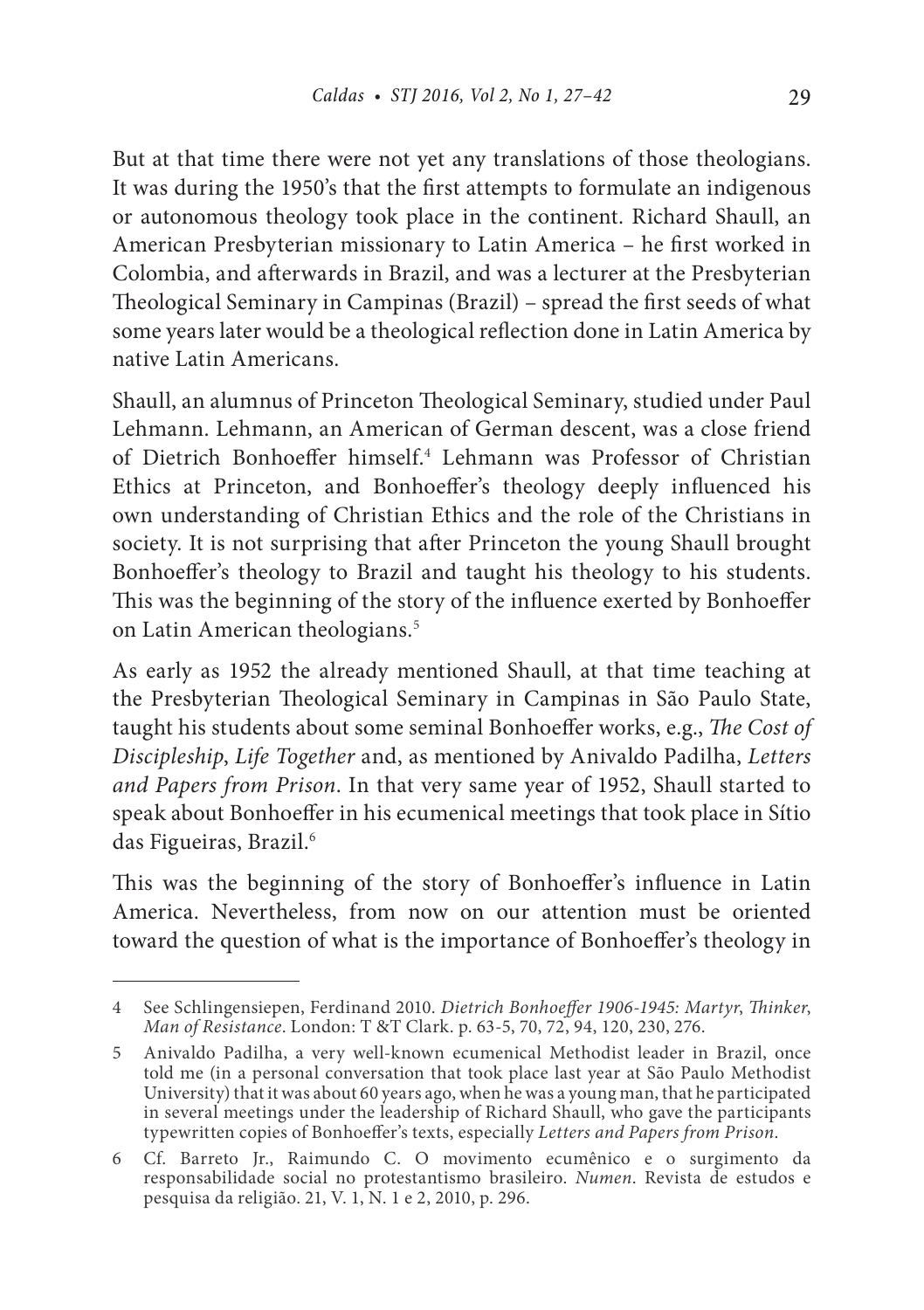But at that time there were not yet any translations of those theologians. It was during the 1950's that the first attempts to formulate an indigenous or autonomous theology took place in the continent. Richard Shaull, an American Presbyterian missionary to Latin America – he first worked in Colombia, and afterwards in Brazil, and was a lecturer at the Presbyterian Theological Seminary in Campinas (Brazil) – spread the first seeds of what some years later would be a theological reflection done in Latin America by native Latin Americans.

Shaull, an alumnus of Princeton Theological Seminary, studied under Paul Lehmann. Lehmann, an American of German descent, was a close friend of Dietrich Bonhoeffer himself.[4] Lehmann was Professor of Christian Ethics at Princeton, and Bonhoeffer's theology deeply influenced his own understanding of Christian Ethics and the role of the Christians in society. It is not surprising that after Princeton the young Shaull brought Bonhoeffer's theology to Brazil and taught his theology to his students. This was the beginning of the story of the influence exerted by Bonhoeffer on Latin American theologians.[5]

As early as 1952 the already mentioned Shaull, at that time teaching at the Presbyterian Theological Seminary in Campinas in São Paulo State, taught his students about some seminal Bonhoeffer works, e.g., *The Cost of Discipleship*, *Life Together* and, as mentioned by Anivaldo Padilha, *Letters and Papers from Prison*. In that very same year of 1952, Shaull started to speak about Bonhoeffer in his ecumenical meetings that took place in Sítio das Figueiras, Brazil.[6]

This was the beginning of the story of Bonhoeffer's influence in Latin America. Nevertheless, from now on our attention must be oriented toward the question of what is the importance of Bonhoeffer's theology in

---

4 See Schlingensiepen, Ferdinand 2010. *Dietrich Bonhoeffer 1906-1945: Martyr, Thinker, Man of Resistance*. London: T &T Clark. p. 63-5, 70, 72, 94, 120, 230, 276.

5 Anivaldo Padilha, a very well-known ecumenical Methodist leader in Brazil, once told me (in a personal conversation that took place last year at São Paulo Methodist University) that it was about 60 years ago, when he was a young man, that he participated in several meetings under the leadership of Richard Shaull, who gave the participants typewritten copies of Bonhoeffer's texts, especially *Letters and Papers from Prison*.

6 Cf. Barreto Jr., Raimundo C. O movimento ecumênico e o surgimento da responsabilidade social no protestantismo brasileiro. *Numen*. Revista de estudos e pesquisa da religião. 21, V. 1, N. 1 e 2, 2010, p. 296.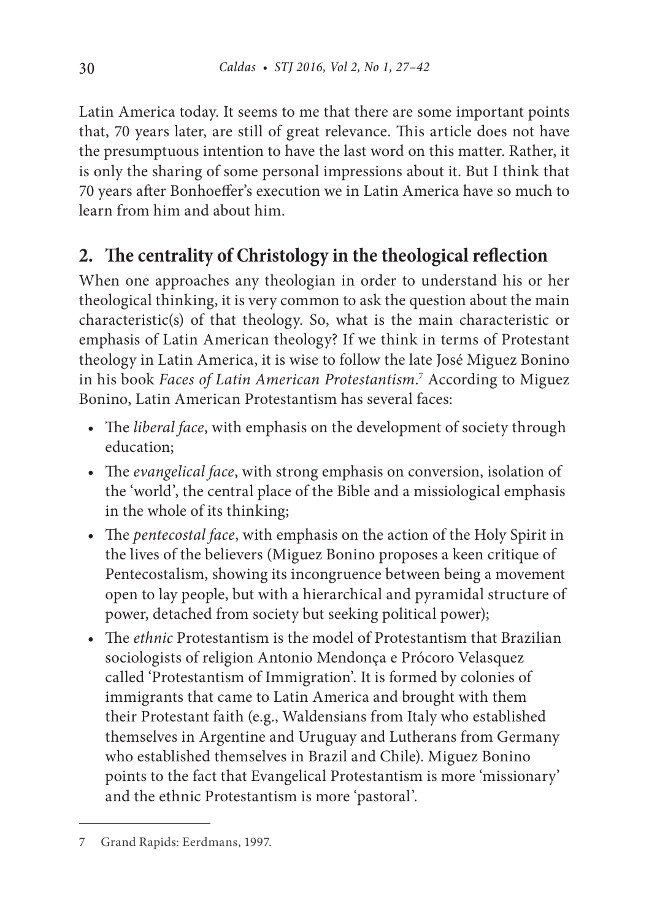Latin America today. It seems to me that there are some important points that, 70 years later, are still of great relevance. This article does not have the presumptuous intention to have the last word on this matter. Rather, it is only the sharing of some personal impressions about it. But I think that 70 years after Bonhoeffer's execution we in Latin America have so much to learn from him and about him.

## 2. The centrality of Christology in the theological reflection

When one approaches any theologian in order to understand his or her theological thinking, it is very common to ask the question about the main characteristic(s) of that theology. So, what is the main characteristic or emphasis of Latin American theology? If we think in terms of Protestant theology in Latin America, it is wise to follow the late José Miguez Bonino in his book *Faces of Latin American Protestantism*.[7] According to Miguez Bonino, Latin American Protestantism has several faces:

- The *liberal face*, with emphasis on the development of society through education;
- The *evangelical face*, with strong emphasis on conversion, isolation of the 'world', the central place of the Bible and a missiological emphasis in the whole of its thinking;
- The *pentecostal face*, with emphasis on the action of the Holy Spirit in the lives of the believers (Miguez Bonino proposes a keen critique of Pentecostalism, showing its incongruence between being a movement open to lay people, but with a hierarchical and pyramidal structure of power, detached from society but seeking political power);
- The *ethnic* Protestantism is the model of Protestantism that Brazilian sociologists of religion Antonio Mendonça e Prócoro Velasquez called 'Protestantism of Immigration'. It is formed by colonies of immigrants that came to Latin America and brought with them their Protestant faith (e.g., Waldensians from Italy who established themselves in Argentine and Uruguay and Lutherans from Germany who established themselves in Brazil and Chile). Miguez Bonino points to the fact that Evangelical Protestantism is more 'missionary' and the ethnic Protestantism is more 'pastoral'.

---

7 Grand Rapids: Eerdmans, 1997.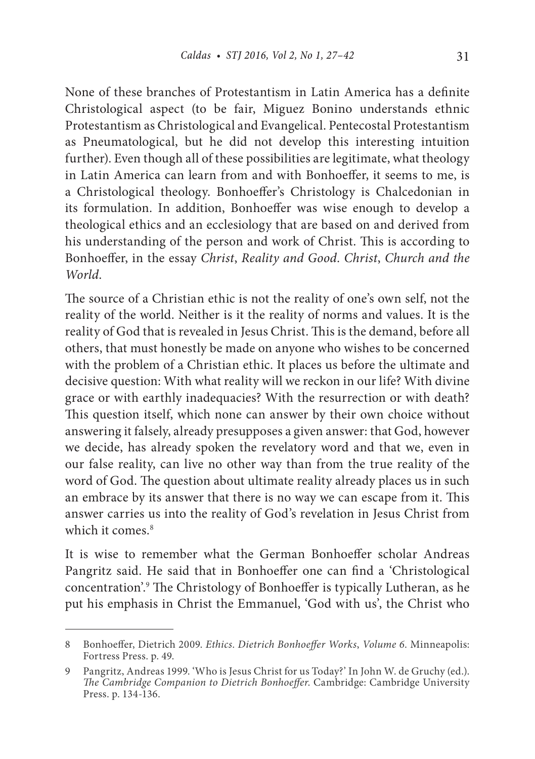None of these branches of Protestantism in Latin America has a definite Christological aspect (to be fair, Miguez Bonino understands ethnic Protestantism as Christological and Evangelical. Pentecostal Protestantism as Pneumatological, but he did not develop this interesting intuition further). Even though all of these possibilities are legitimate, what theology in Latin America can learn from and with Bonhoeffer, it seems to me, is a Christological theology. Bonhoeffer's Christology is Chalcedonian in its formulation. In addition, Bonhoeffer was wise enough to develop a theological ethics and an ecclesiology that are based on and derived from his understanding of the person and work of Christ. This is according to Bonhoeffer, in the essay *Christ, Reality and Good. Christ, Church and the World*.

The source of a Christian ethic is not the reality of one's own self, not the reality of the world. Neither is it the reality of norms and values. It is the reality of God that is revealed in Jesus Christ. This is the demand, before all others, that must honestly be made on anyone who wishes to be concerned with the problem of a Christian ethic. It places us before the ultimate and decisive question: With what reality will we reckon in our life? With divine grace or with earthly inadequacies? With the resurrection or with death? This question itself, which none can answer by their own choice without answering it falsely, already presupposes a given answer: that God, however we decide, has already spoken the revelatory word and that we, even in our false reality, can live no other way than from the true reality of the word of God. The question about ultimate reality already places us in such an embrace by its answer that there is no way we can escape from it. This answer carries us into the reality of God's revelation in Jesus Christ from which it comes.[8]

It is wise to remember what the German Bonhoeffer scholar Andreas Pangritz said. He said that in Bonhoeffer one can find a 'Christological concentration'.[9] The Christology of Bonhoeffer is typically Lutheran, as he put his emphasis in Christ the Emmanuel, 'God with us', the Christ who

---

8 Bonhoeffer, Dietrich 2009. *Ethics. Dietrich Bonhoeffer Works, Volume 6*. Minneapolis: Fortress Press. p. 49.

9 Pangritz, Andreas 1999. 'Who is Jesus Christ for us Today?' In John W. de Gruchy (ed.). *The Cambridge Companion to Dietrich Bonhoeffer*. Cambridge: Cambridge University Press. p. 134-136.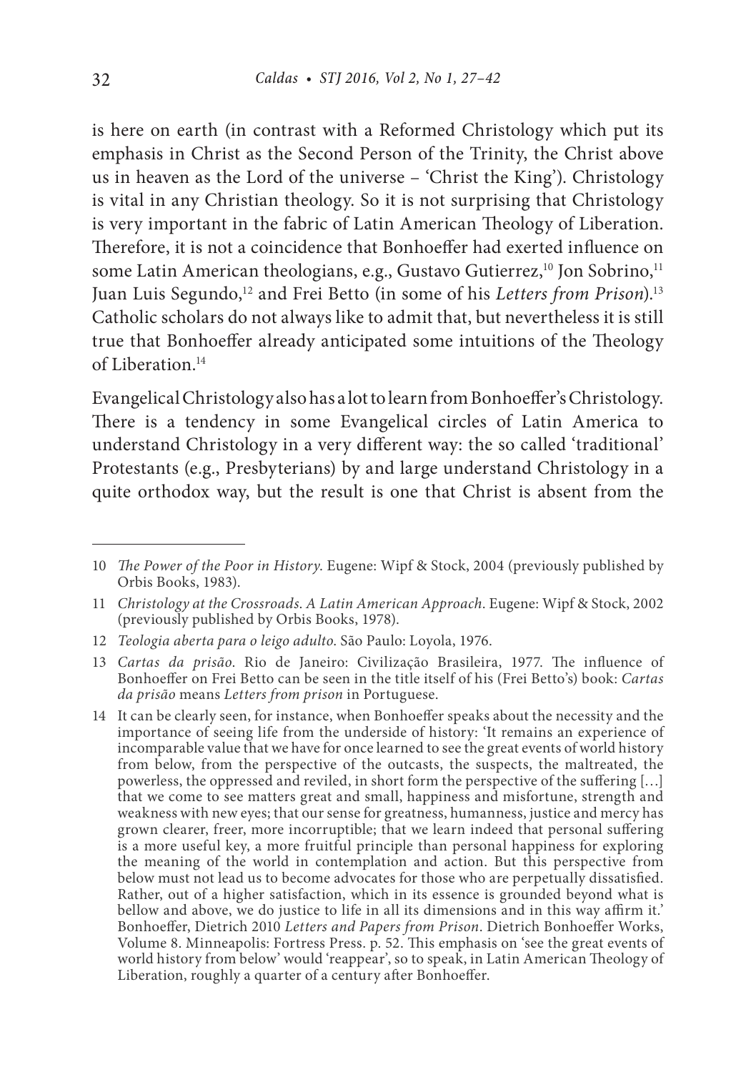is here on earth (in contrast with a Reformed Christology which put its emphasis in Christ as the Second Person of the Trinity, the Christ above us in heaven as the Lord of the universe – 'Christ the King'). Christology is vital in any Christian theology. So it is not surprising that Christology is very important in the fabric of Latin American Theology of Liberation. Therefore, it is not a coincidence that Bonhoeffer had exerted influence on some Latin American theologians, e.g., Gustavo Gutierrez,[10] Jon Sobrino,[11] Juan Luis Segundo,[12] and Frei Betto (in some of his *Letters from Prison*).[13] Catholic scholars do not always like to admit that, but nevertheless it is still true that Bonhoeffer already anticipated some intuitions of the Theology of Liberation.[14]

Evangelical Christology also has a lot to learn from Bonhoeffer's Christology. There is a tendency in some Evangelical circles of Latin America to understand Christology in a very different way: the so called 'traditional' Protestants (e.g., Presbyterians) by and large understand Christology in a quite orthodox way, but the result is one that Christ is absent from the

---

10 *The Power of the Poor in History*. Eugene: Wipf & Stock, 2004 (previously published by Orbis Books, 1983).

11 *Christology at the Crossroads. A Latin American Approach*. Eugene: Wipf & Stock, 2002 (previously published by Orbis Books, 1978).

12 *Teologia aberta para o leigo adulto*. São Paulo: Loyola, 1976.

13 *Cartas da prisão*. Rio de Janeiro: Civilização Brasileira, 1977. The influence of Bonhoeffer on Frei Betto can be seen in the title itself of his (Frei Betto's) book: *Cartas da prisão* means *Letters from prison* in Portuguese.

14 It can be clearly seen, for instance, when Bonhoeffer speaks about the necessity and the importance of seeing life from the underside of history: 'It remains an experience of incomparable value that we have for once learned to see the great events of world history from below, from the perspective of the outcasts, the suspects, the maltreated, the powerless, the oppressed and reviled, in short form the perspective of the suffering […] that we come to see matters great and small, happiness and misfortune, strength and weakness with new eyes; that our sense for greatness, humanness, justice and mercy has grown clearer, freer, more incorruptible; that we learn indeed that personal suffering is a more useful key, a more fruitful principle than personal happiness for exploring the meaning of the world in contemplation and action. But this perspective from below must not lead us to become advocates for those who are perpetually dissatisfied. Rather, out of a higher satisfaction, which in its essence is grounded beyond what is bellow and above, we do justice to life in all its dimensions and in this way affirm it.' Bonhoeffer, Dietrich 2010 *Letters and Papers from Prison*. Dietrich Bonhoeffer Works, Volume 8. Minneapolis: Fortress Press. p. 52. This emphasis on 'see the great events of world history from below' would 'reappear', so to speak, in Latin American Theology of Liberation, roughly a quarter of a century after Bonhoeffer.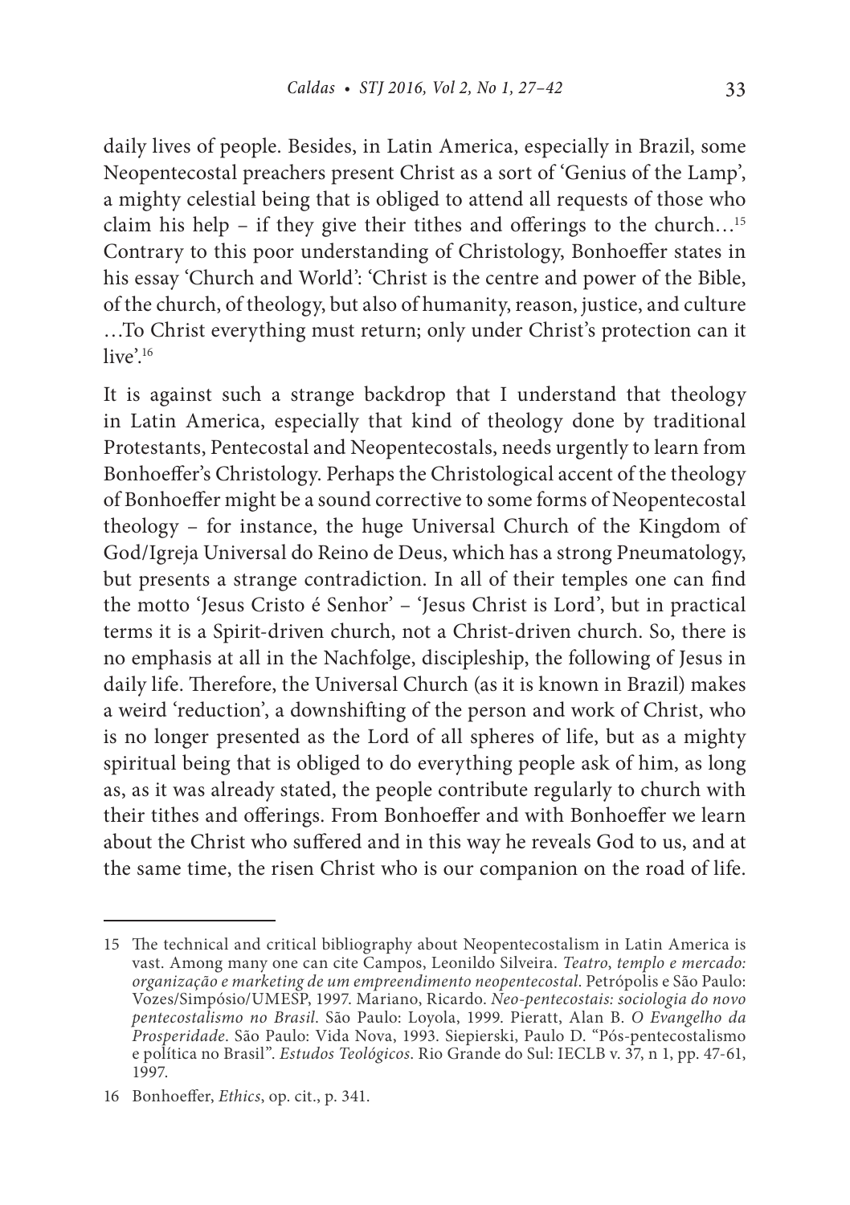daily lives of people. Besides, in Latin America, especially in Brazil, some Neopentecostal preachers present Christ as a sort of 'Genius of the Lamp', a mighty celestial being that is obliged to attend all requests of those who claim his help – if they give their tithes and offerings to the church…[15] Contrary to this poor understanding of Christology, Bonhoeffer states in his essay 'Church and World': 'Christ is the centre and power of the Bible, of the church, of theology, but also of humanity, reason, justice, and culture …To Christ everything must return; only under Christ's protection can it live'.[16]

It is against such a strange backdrop that I understand that theology in Latin America, especially that kind of theology done by traditional Protestants, Pentecostal and Neopentecostals, needs urgently to learn from Bonhoeffer's Christology. Perhaps the Christological accent of the theology of Bonhoeffer might be a sound corrective to some forms of Neopentecostal theology – for instance, the huge Universal Church of the Kingdom of God/Igreja Universal do Reino de Deus, which has a strong Pneumatology, but presents a strange contradiction. In all of their temples one can find the motto 'Jesus Cristo é Senhor' – 'Jesus Christ is Lord', but in practical terms it is a Spirit-driven church, not a Christ-driven church. So, there is no emphasis at all in the Nachfolge, discipleship, the following of Jesus in daily life. Therefore, the Universal Church (as it is known in Brazil) makes a weird 'reduction', a downshifting of the person and work of Christ, who is no longer presented as the Lord of all spheres of life, but as a mighty spiritual being that is obliged to do everything people ask of him, as long as, as it was already stated, the people contribute regularly to church with their tithes and offerings. From Bonhoeffer and with Bonhoeffer we learn about the Christ who suffered and in this way he reveals God to us, and at the same time, the risen Christ who is our companion on the road of life.

---

15 The technical and critical bibliography about Neopentecostalism in Latin America is vast. Among many one can cite Campos, Leonildo Silveira. *Teatro, templo e mercado: organização e marketing de um empreendimento neopentecostal*. Petrópolis e São Paulo: Vozes/Simpósio/UMESP, 1997. Mariano, Ricardo. *Neo-pentecostais: sociologia do novo pentecostalismo no Brasil*. São Paulo: Loyola, 1999. Pieratt, Alan B. *O Evangelho da Prosperidade*. São Paulo: Vida Nova, 1993. Siepierski, Paulo D. "Pós-pentecostalismo e política no Brasil". *Estudos Teológicos*. Rio Grande do Sul: IECLB v. 37, n 1, pp. 47-61, 1997.

16 Bonhoeffer, *Ethics*, op. cit., p. 341.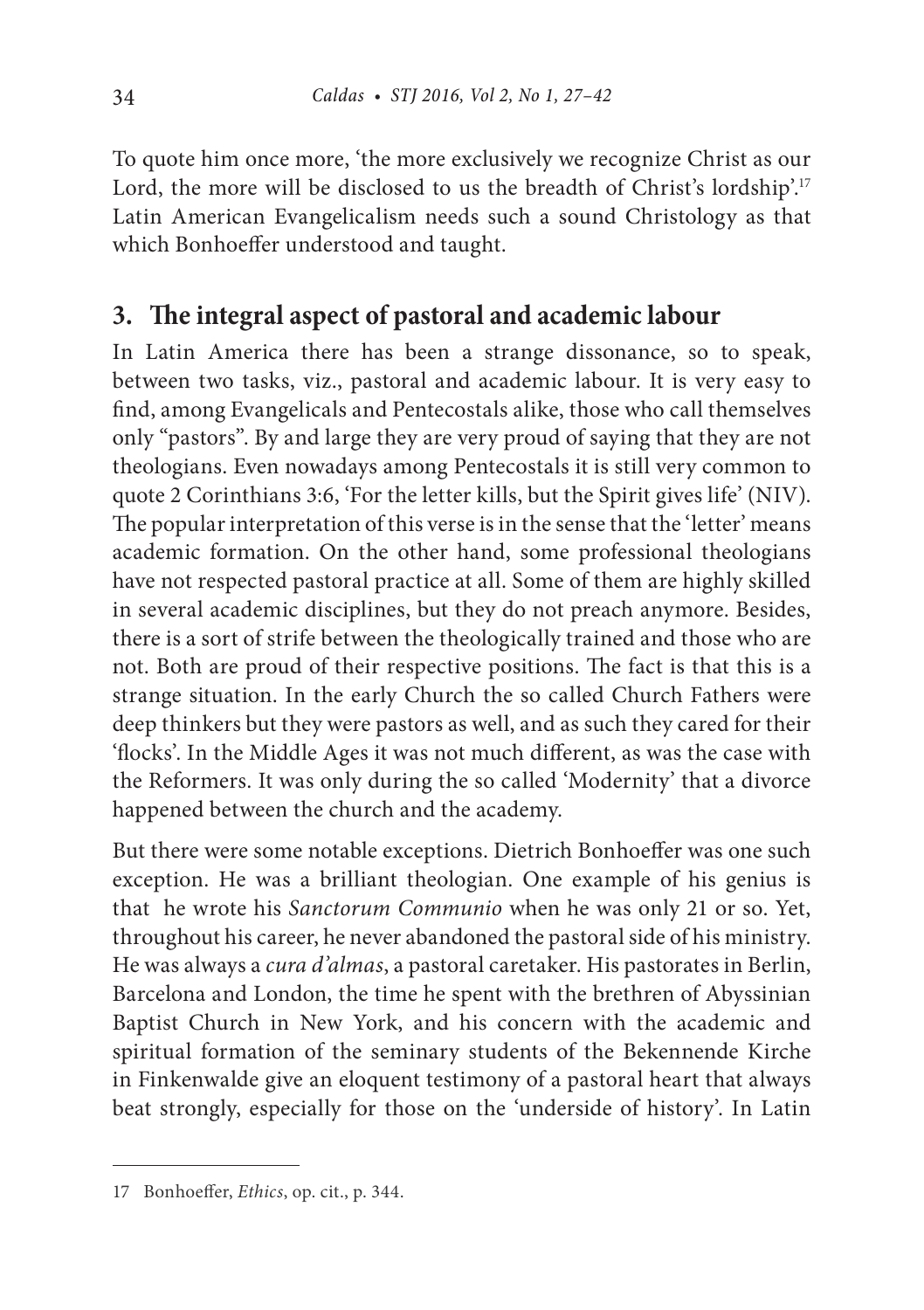To quote him once more, 'the more exclusively we recognize Christ as our Lord, the more will be disclosed to us the breadth of Christ's lordship'.[17] Latin American Evangelicalism needs such a sound Christology as that which Bonhoeffer understood and taught.

## 3. The integral aspect of pastoral and academic labour

In Latin America there has been a strange dissonance, so to speak, between two tasks, viz., pastoral and academic labour. It is very easy to find, among Evangelicals and Pentecostals alike, those who call themselves only "pastors". By and large they are very proud of saying that they are not theologians. Even nowadays among Pentecostals it is still very common to quote 2 Corinthians 3:6, 'For the letter kills, but the Spirit gives life' (NIV). The popular interpretation of this verse is in the sense that the 'letter' means academic formation. On the other hand, some professional theologians have not respected pastoral practice at all. Some of them are highly skilled in several academic disciplines, but they do not preach anymore. Besides, there is a sort of strife between the theologically trained and those who are not. Both are proud of their respective positions. The fact is that this is a strange situation. In the early Church the so called Church Fathers were deep thinkers but they were pastors as well, and as such they cared for their 'flocks'. In the Middle Ages it was not much different, as was the case with the Reformers. It was only during the so called 'Modernity' that a divorce happened between the church and the academy.

But there were some notable exceptions. Dietrich Bonhoeffer was one such exception. He was a brilliant theologian. One example of his genius is that he wrote his *Sanctorum Communio* when he was only 21 or so. Yet, throughout his career, he never abandoned the pastoral side of his ministry. He was always a *cura d'almas*, a pastoral caretaker. His pastorates in Berlin, Barcelona and London, the time he spent with the brethren of Abyssinian Baptist Church in New York, and his concern with the academic and spiritual formation of the seminary students of the Bekennende Kirche in Finkenwalde give an eloquent testimony of a pastoral heart that always beat strongly, especially for those on the 'underside of history'. In Latin

---

17 Bonhoeffer, *Ethics*, op. cit., p. 344.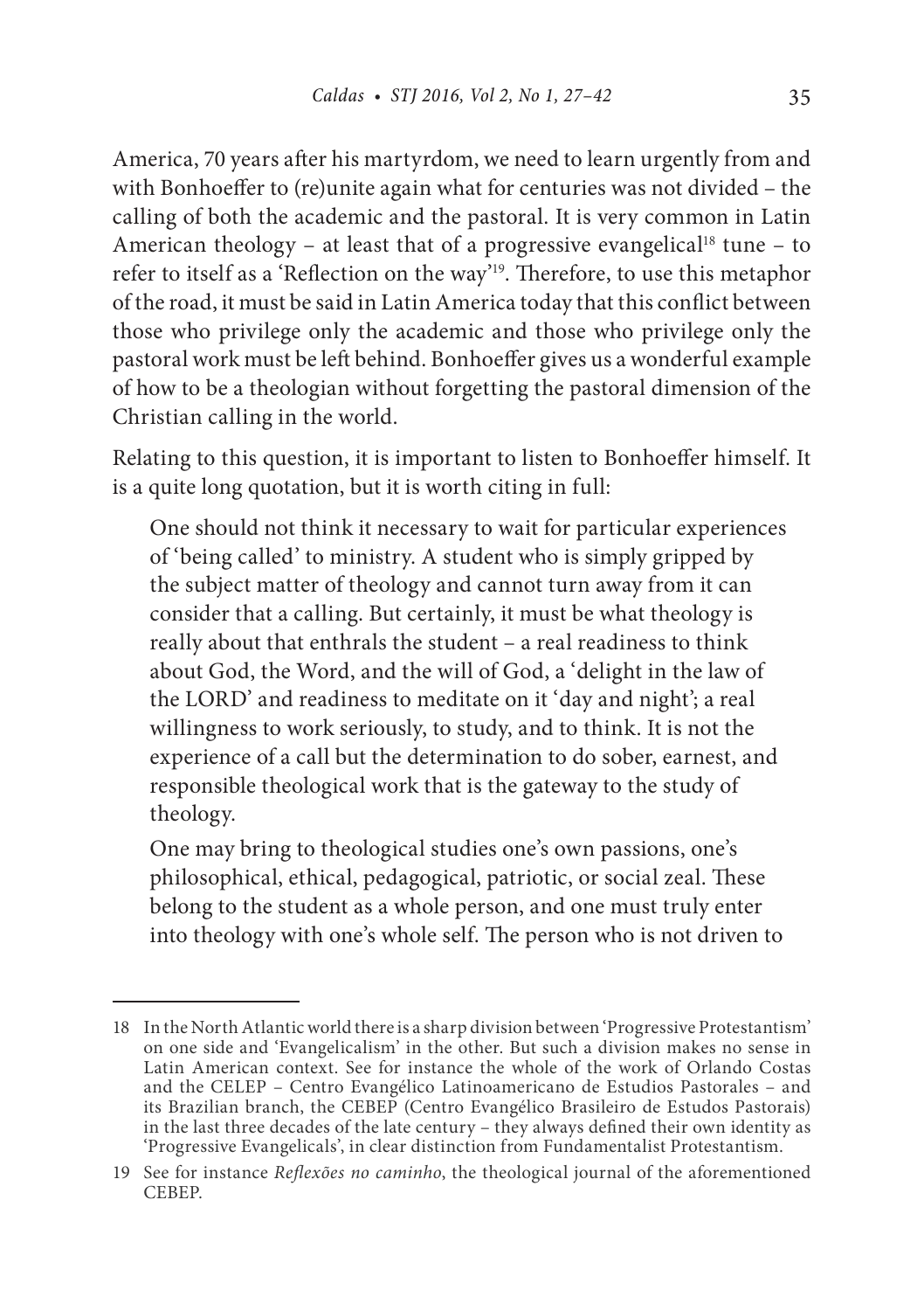America, 70 years after his martyrdom, we need to learn urgently from and with Bonhoeffer to (re)unite again what for centuries was not divided – the calling of both the academic and the pastoral. It is very common in Latin American theology – at least that of a progressive evangelical[18] tune – to refer to itself as a 'Reflection on the way'[19]. Therefore, to use this metaphor of the road, it must be said in Latin America today that this conflict between those who privilege only the academic and those who privilege only the pastoral work must be left behind. Bonhoeffer gives us a wonderful example of how to be a theologian without forgetting the pastoral dimension of the Christian calling in the world.

Relating to this question, it is important to listen to Bonhoeffer himself. It is a quite long quotation, but it is worth citing in full:

> One should not think it necessary to wait for particular experiences of 'being called' to ministry. A student who is simply gripped by the subject matter of theology and cannot turn away from it can consider that a calling. But certainly, it must be what theology is really about that enthrals the student – a real readiness to think about God, the Word, and the will of God, a 'delight in the law of the LORD' and readiness to meditate on it 'day and night'; a real willingness to work seriously, to study, and to think. It is not the experience of a call but the determination to do sober, earnest, and responsible theological work that is the gateway to the study of theology.
>
> One may bring to theological studies one's own passions, one's philosophical, ethical, pedagogical, patriotic, or social zeal. These belong to the student as a whole person, and one must truly enter into theology with one's whole self. The person who is not driven to

---

18 In the North Atlantic world there is a sharp division between 'Progressive Protestantism' on one side and 'Evangelicalism' in the other. But such a division makes no sense in Latin American context. See for instance the whole of the work of Orlando Costas and the CELEP – Centro Evangélico Latinoamericano de Estudios Pastorales – and its Brazilian branch, the CEBEP (Centro Evangélico Brasileiro de Estudos Pastorais) in the last three decades of the late century – they always defined their own identity as 'Progressive Evangelicals', in clear distinction from Fundamentalist Protestantism.

19 See for instance *Reflexões no caminho*, the theological journal of the aforementioned CEBEP.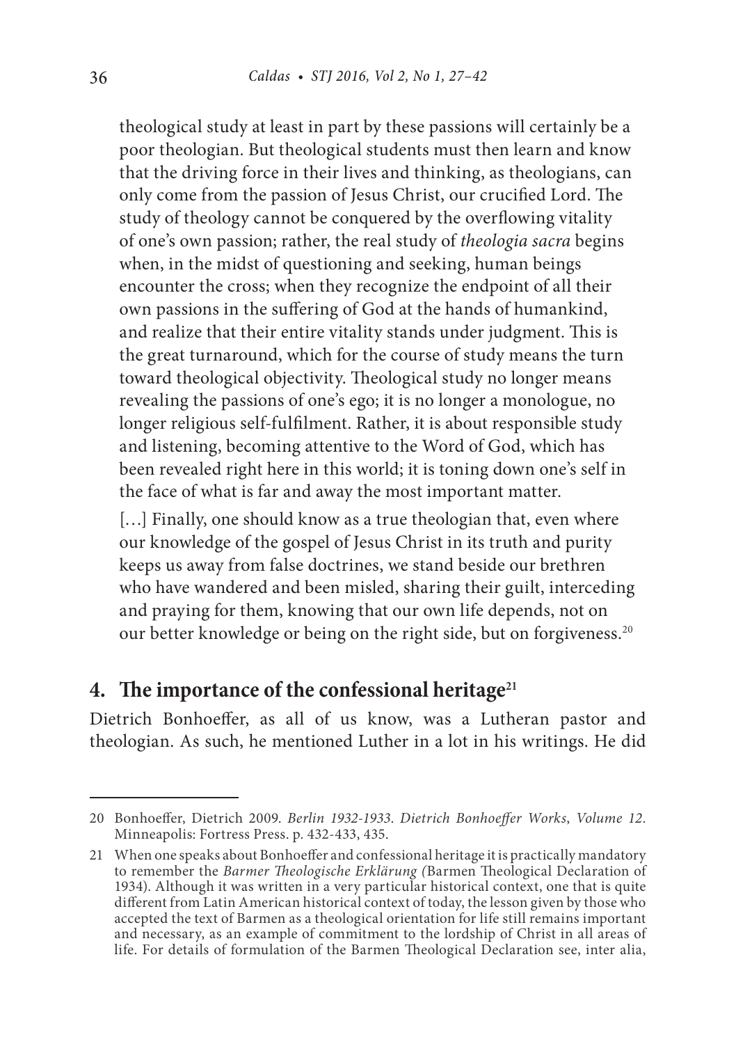theological study at least in part by these passions will certainly be a poor theologian. But theological students must then learn and know that the driving force in their lives and thinking, as theologians, can only come from the passion of Jesus Christ, our crucified Lord. The study of theology cannot be conquered by the overflowing vitality of one's own passion; rather, the real study of *theologia sacra* begins when, in the midst of questioning and seeking, human beings encounter the cross; when they recognize the endpoint of all their own passions in the suffering of God at the hands of humankind, and realize that their entire vitality stands under judgment. This is the great turnaround, which for the course of study means the turn toward theological objectivity. Theological study no longer means revealing the passions of one's ego; it is no longer a monologue, no longer religious self-fulfilment. Rather, it is about responsible study and listening, becoming attentive to the Word of God, which has been revealed right here in this world; it is toning down one's self in the face of what is far and away the most important matter.

[…] Finally, one should know as a true theologian that, even where our knowledge of the gospel of Jesus Christ in its truth and purity keeps us away from false doctrines, we stand beside our brethren who have wandered and been misled, sharing their guilt, interceding and praying for them, knowing that our own life depends, not on our better knowledge or being on the right side, but on forgiveness.[20]

## 4. The importance of the confessional heritage[21]

Dietrich Bonhoeffer, as all of us know, was a Lutheran pastor and theologian. As such, he mentioned Luther in a lot in his writings. He did

---

20 Bonhoeffer, Dietrich 2009. *Berlin 1932-1933. Dietrich Bonhoeffer Works*, *Volume 12*. Minneapolis: Fortress Press. p. 432-433, 435.

21 When one speaks about Bonhoeffer and confessional heritage it is practically mandatory to remember the *Barmer Theologische Erklärung (*Barmen Theological Declaration of 1934). Although it was written in a very particular historical context, one that is quite different from Latin American historical context of today, the lesson given by those who accepted the text of Barmen as a theological orientation for life still remains important and necessary, as an example of commitment to the lordship of Christ in all areas of life. For details of formulation of the Barmen Theological Declaration see, inter alia,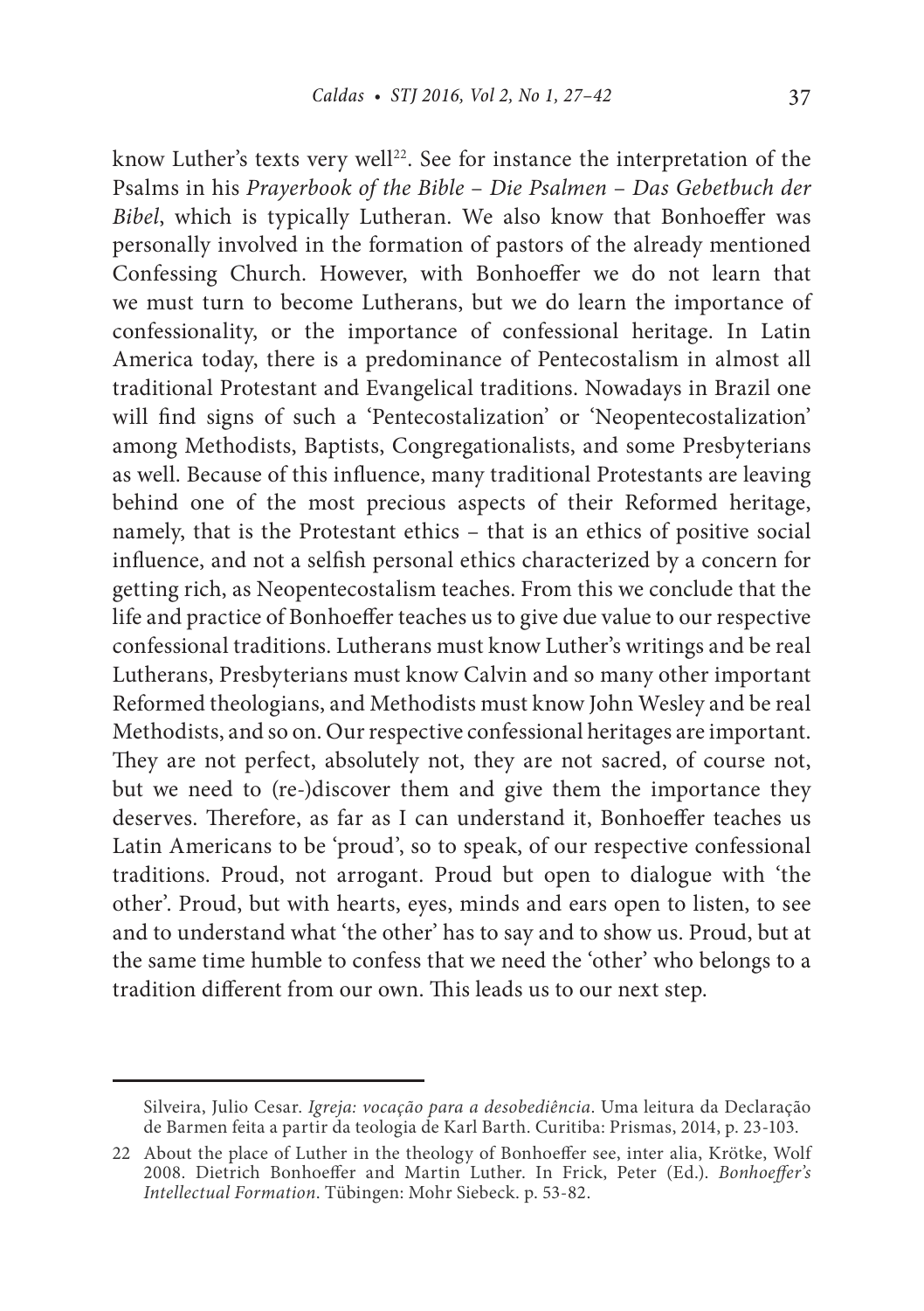know Luther's texts very well[22]. See for instance the interpretation of the Psalms in his *Prayerbook of the Bible – Die Psalmen – Das Gebetbuch der Bibel*, which is typically Lutheran. We also know that Bonhoeffer was personally involved in the formation of pastors of the already mentioned Confessing Church. However, with Bonhoeffer we do not learn that we must turn to become Lutherans, but we do learn the importance of confessionality, or the importance of confessional heritage. In Latin America today, there is a predominance of Pentecostalism in almost all traditional Protestant and Evangelical traditions. Nowadays in Brazil one will find signs of such a 'Pentecostalization' or 'Neopentecostalization' among Methodists, Baptists, Congregationalists, and some Presbyterians as well. Because of this influence, many traditional Protestants are leaving behind one of the most precious aspects of their Reformed heritage, namely, that is the Protestant ethics – that is an ethics of positive social influence, and not a selfish personal ethics characterized by a concern for getting rich, as Neopentecostalism teaches. From this we conclude that the life and practice of Bonhoeffer teaches us to give due value to our respective confessional traditions. Lutherans must know Luther's writings and be real Lutherans, Presbyterians must know Calvin and so many other important Reformed theologians, and Methodists must know John Wesley and be real Methodists, and so on. Our respective confessional heritages are important. They are not perfect, absolutely not, they are not sacred, of course not, but we need to (re-)discover them and give them the importance they deserves. Therefore, as far as I can understand it, Bonhoeffer teaches us Latin Americans to be 'proud', so to speak, of our respective confessional traditions. Proud, not arrogant. Proud but open to dialogue with 'the other'. Proud, but with hearts, eyes, minds and ears open to listen, to see and to understand what 'the other' has to say and to show us. Proud, but at the same time humble to confess that we need the 'other' who belongs to a tradition different from our own. This leads us to our next step.

---

Silveira, Julio Cesar. *Igreja: vocação para a desobediência*. Uma leitura da Declaração de Barmen feita a partir da teologia de Karl Barth. Curitiba: Prismas, 2014, p. 23-103.

22 About the place of Luther in the theology of Bonhoeffer see, inter alia, Krötke, Wolf 2008. Dietrich Bonhoeffer and Martin Luther. In Frick, Peter (Ed.). *Bonhoeffer's Intellectual Formation*. Tübingen: Mohr Siebeck. p. 53-82.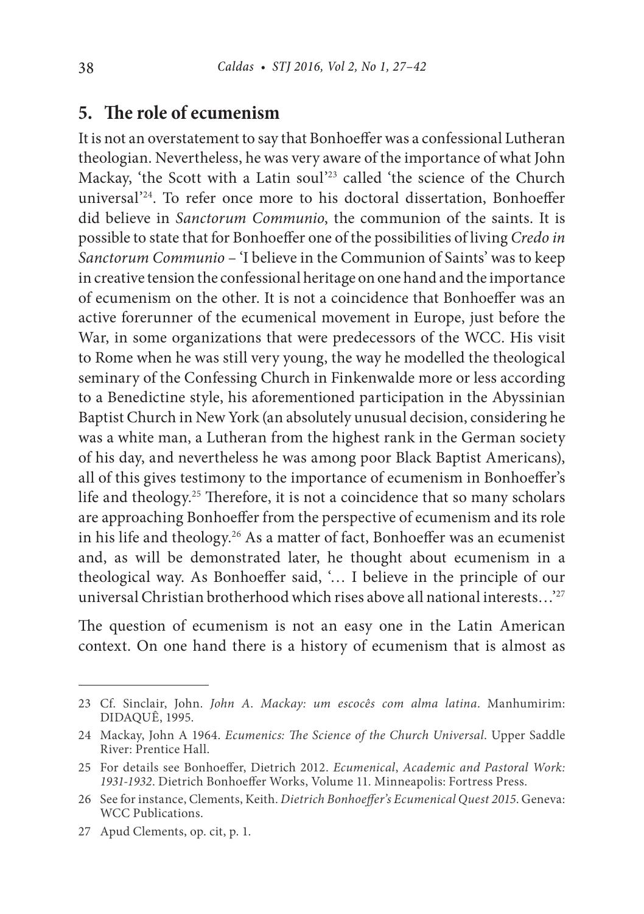## 5. The role of ecumenism

It is not an overstatement to say that Bonhoeffer was a confessional Lutheran theologian. Nevertheless, he was very aware of the importance of what John Mackay, 'the Scott with a Latin soul'[23] called 'the science of the Church universal'[24]. To refer once more to his doctoral dissertation, Bonhoeffer did believe in *Sanctorum Communio*, the communion of the saints. It is possible to state that for Bonhoeffer one of the possibilities of living *Credo in Sanctorum Communio* – 'I believe in the Communion of Saints' was to keep in creative tension the confessional heritage on one hand and the importance of ecumenism on the other. It is not a coincidence that Bonhoeffer was an active forerunner of the ecumenical movement in Europe, just before the War, in some organizations that were predecessors of the WCC. His visit to Rome when he was still very young, the way he modelled the theological seminary of the Confessing Church in Finkenwalde more or less according to a Benedictine style, his aforementioned participation in the Abyssinian Baptist Church in New York (an absolutely unusual decision, considering he was a white man, a Lutheran from the highest rank in the German society of his day, and nevertheless he was among poor Black Baptist Americans), all of this gives testimony to the importance of ecumenism in Bonhoeffer's life and theology.[25] Therefore, it is not a coincidence that so many scholars are approaching Bonhoeffer from the perspective of ecumenism and its role in his life and theology.[26] As a matter of fact, Bonhoeffer was an ecumenist and, as will be demonstrated later, he thought about ecumenism in a theological way. As Bonhoeffer said, '… I believe in the principle of our universal Christian brotherhood which rises above all national interests…'[27]

The question of ecumenism is not an easy one in the Latin American context. On one hand there is a history of ecumenism that is almost as

---

23 Cf. Sinclair, John. *John A. Mackay: um escocês com alma latina*. Manhumirim: DIDAQUÊ, 1995.

24 Mackay, John A 1964. *Ecumenics: The Science of the Church Universal*. Upper Saddle River: Prentice Hall.

25 For details see Bonhoeffer, Dietrich 2012. *Ecumenical, Academic and Pastoral Work: 1931-1932*. Dietrich Bonhoeffer Works, Volume 11. Minneapolis: Fortress Press.

26 See for instance, Clements, Keith. *Dietrich Bonhoeffer's Ecumenical Quest 2015*. Geneva: WCC Publications.

27 Apud Clements, op. cit, p. 1.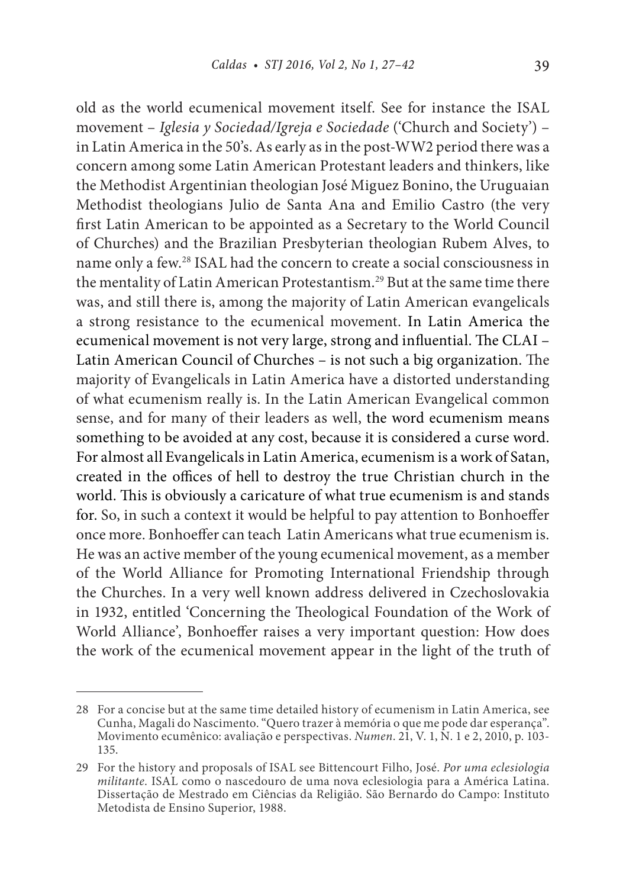old as the world ecumenical movement itself. See for instance the ISAL movement – *Iglesia y Sociedad/Igreja e Sociedade* ('Church and Society') – in Latin America in the 50's. As early as in the post-WW2 period there was a concern among some Latin American Protestant leaders and thinkers, like the Methodist Argentinian theologian José Miguez Bonino, the Uruguaian Methodist theologians Julio de Santa Ana and Emilio Castro (the very first Latin American to be appointed as a Secretary to the World Council of Churches) and the Brazilian Presbyterian theologian Rubem Alves, to name only a few.[28] ISAL had the concern to create a social consciousness in the mentality of Latin American Protestantism.[29] But at the same time there was, and still there is, among the majority of Latin American evangelicals a strong resistance to the ecumenical movement. In Latin America the ecumenical movement is not very large, strong and influential. The CLAI – Latin American Council of Churches – is not such a big organization. The majority of Evangelicals in Latin America have a distorted understanding of what ecumenism really is. In the Latin American Evangelical common sense, and for many of their leaders as well, the word ecumenism means something to be avoided at any cost, because it is considered a curse word. For almost all Evangelicals in Latin America, ecumenism is a work of Satan, created in the offices of hell to destroy the true Christian church in the world. This is obviously a caricature of what true ecumenism is and stands for. So, in such a context it would be helpful to pay attention to Bonhoeffer once more. Bonhoeffer can teach Latin Americans what true ecumenism is. He was an active member of the young ecumenical movement, as a member of the World Alliance for Promoting International Friendship through the Churches. In a very well known address delivered in Czechoslovakia in 1932, entitled 'Concerning the Theological Foundation of the Work of World Alliance', Bonhoeffer raises a very important question: How does the work of the ecumenical movement appear in the light of the truth of

---

28 For a concise but at the same time detailed history of ecumenism in Latin America, see Cunha, Magali do Nascimento. "Quero trazer à memória o que me pode dar esperança". Movimento ecumênico: avaliação e perspectivas. *Numen*. 21, V. 1, N. 1 e 2, 2010, p. 103-135.

29 For the history and proposals of ISAL see Bittencourt Filho, José. *Por uma eclesiologia militante*. ISAL como o nascedouro de uma nova eclesiologia para a América Latina. Dissertação de Mestrado em Ciências da Religião. São Bernardo do Campo: Instituto Metodista de Ensino Superior, 1988.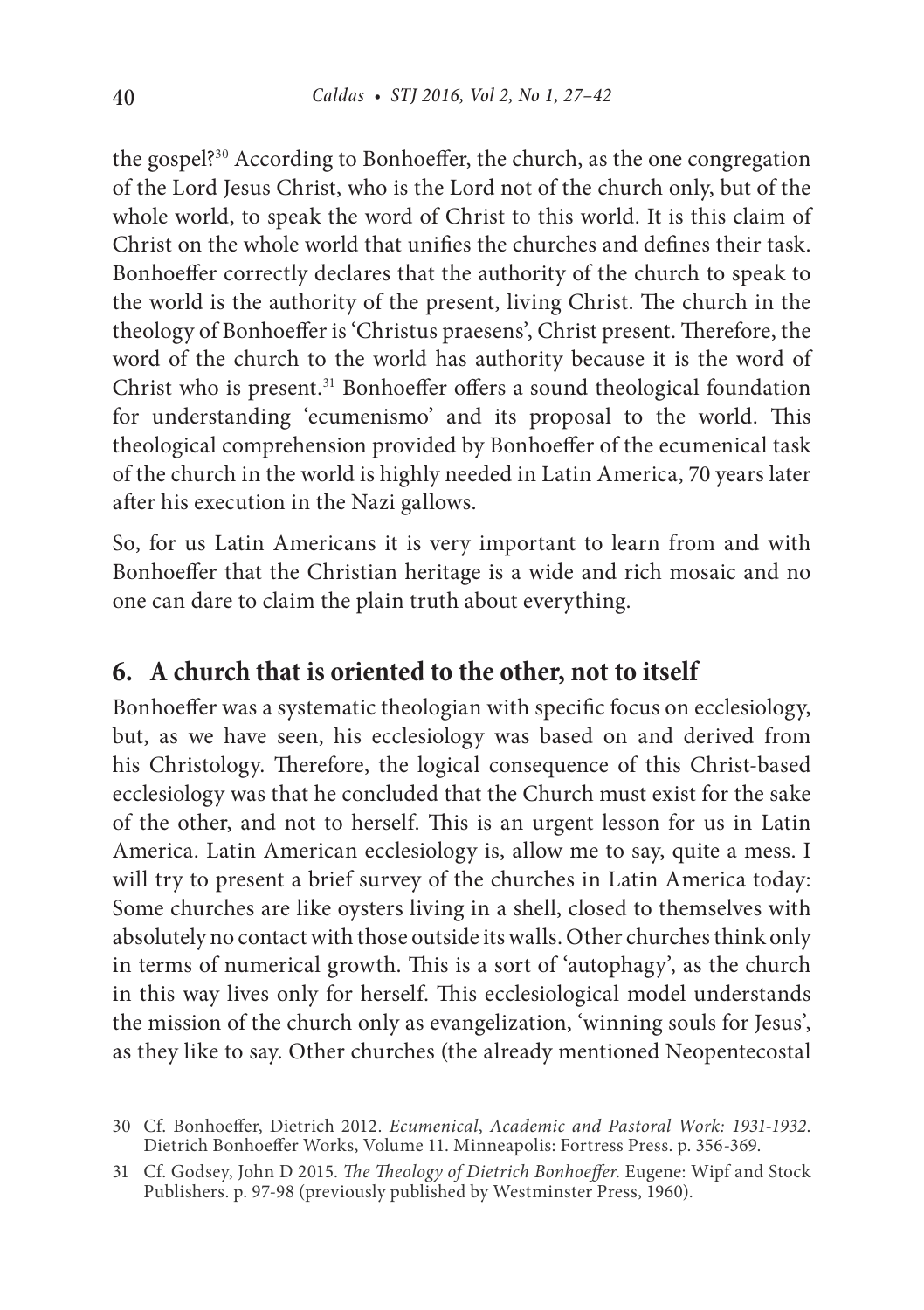the gospel?[30] According to Bonhoeffer, the church, as the one congregation of the Lord Jesus Christ, who is the Lord not of the church only, but of the whole world, to speak the word of Christ to this world. It is this claim of Christ on the whole world that unifies the churches and defines their task. Bonhoeffer correctly declares that the authority of the church to speak to the world is the authority of the present, living Christ. The church in the theology of Bonhoeffer is 'Christus praesens', Christ present. Therefore, the word of the church to the world has authority because it is the word of Christ who is present.[31] Bonhoeffer offers a sound theological foundation for understanding 'ecumenismo' and its proposal to the world. This theological comprehension provided by Bonhoeffer of the ecumenical task of the church in the world is highly needed in Latin America, 70 years later after his execution in the Nazi gallows.

So, for us Latin Americans it is very important to learn from and with Bonhoeffer that the Christian heritage is a wide and rich mosaic and no one can dare to claim the plain truth about everything.

## 6. A church that is oriented to the other, not to itself

Bonhoeffer was a systematic theologian with specific focus on ecclesiology, but, as we have seen, his ecclesiology was based on and derived from his Christology. Therefore, the logical consequence of this Christ-based ecclesiology was that he concluded that the Church must exist for the sake of the other, and not to herself. This is an urgent lesson for us in Latin America. Latin American ecclesiology is, allow me to say, quite a mess. I will try to present a brief survey of the churches in Latin America today: Some churches are like oysters living in a shell, closed to themselves with absolutely no contact with those outside its walls. Other churches think only in terms of numerical growth. This is a sort of 'autophagy', as the church in this way lives only for herself. This ecclesiological model understands the mission of the church only as evangelization, 'winning souls for Jesus', as they like to say. Other churches (the already mentioned Neopentecostal

---

30 Cf. Bonhoeffer, Dietrich 2012. *Ecumenical, Academic and Pastoral Work: 1931-1932*. Dietrich Bonhoeffer Works, Volume 11. Minneapolis: Fortress Press. p. 356-369.

31 Cf. Godsey, John D 2015. *The Theology of Dietrich Bonhoeffer*. Eugene: Wipf and Stock Publishers. p. 97-98 (previously published by Westminster Press, 1960).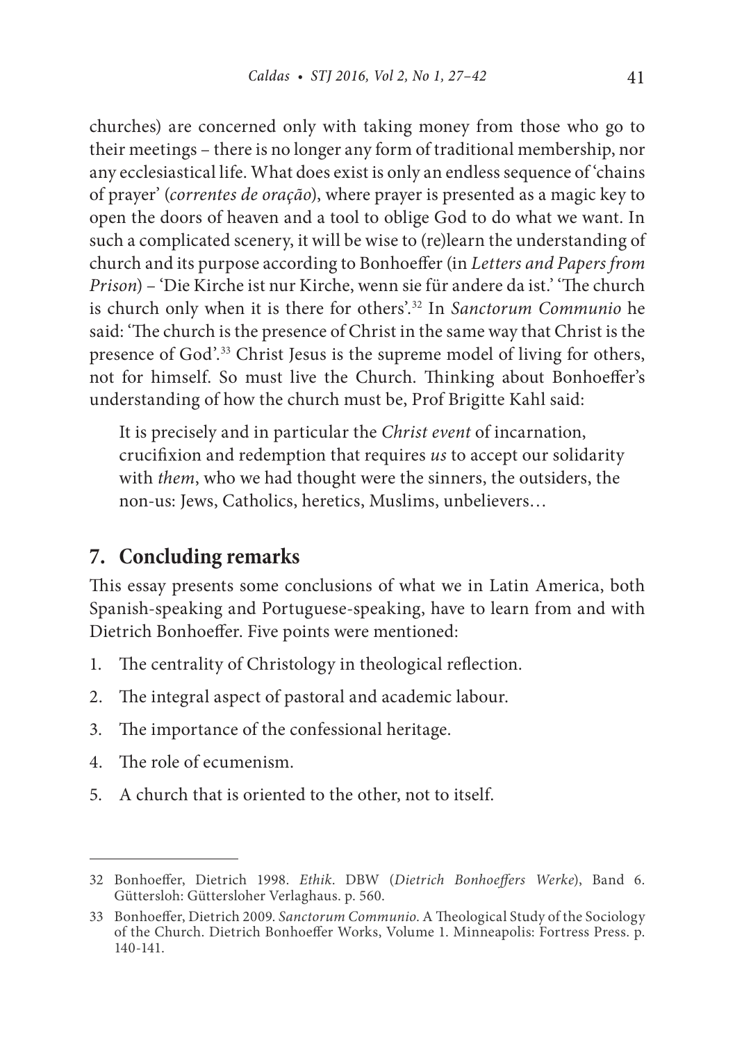churches) are concerned only with taking money from those who go to their meetings – there is no longer any form of traditional membership, nor any ecclesiastical life. What does exist is only an endless sequence of 'chains of prayer' (*correntes de oração*), where prayer is presented as a magic key to open the doors of heaven and a tool to oblige God to do what we want. In such a complicated scenery, it will be wise to (re)learn the understanding of church and its purpose according to Bonhoeffer (in *Letters and Papers from Prison*) – 'Die Kirche ist nur Kirche, wenn sie für andere da ist.' 'The church is church only when it is there for others'.[32] In *Sanctorum Communio* he said: 'The church is the presence of Christ in the same way that Christ is the presence of God'.[33] Christ Jesus is the supreme model of living for others, not for himself. So must live the Church. Thinking about Bonhoeffer's understanding of how the church must be, Prof Brigitte Kahl said:

> It is precisely and in particular the *Christ event* of incarnation, crucifixion and redemption that requires *us* to accept our solidarity with *them*, who we had thought were the sinners, the outsiders, the non-us: Jews, Catholics, heretics, Muslims, unbelievers…

## 7. Concluding remarks

This essay presents some conclusions of what we in Latin America, both Spanish-speaking and Portuguese-speaking, have to learn from and with Dietrich Bonhoeffer. Five points were mentioned:

1. The centrality of Christology in theological reflection.
2. The integral aspect of pastoral and academic labour.
3. The importance of the confessional heritage.
4. The role of ecumenism.
5. A church that is oriented to the other, not to itself.

---

32 Bonhoeffer, Dietrich 1998. *Ethik*. DBW (*Dietrich Bonhoeffers Werke*), Band 6. Güttersloh: Gütersloher Verlaghaus. p. 560.

33 Bonhoeffer, Dietrich 2009. *Sanctorum Communio*. A Theological Study of the Sociology of the Church. Dietrich Bonhoeffer Works, Volume 1. Minneapolis: Fortress Press. p. 140-141.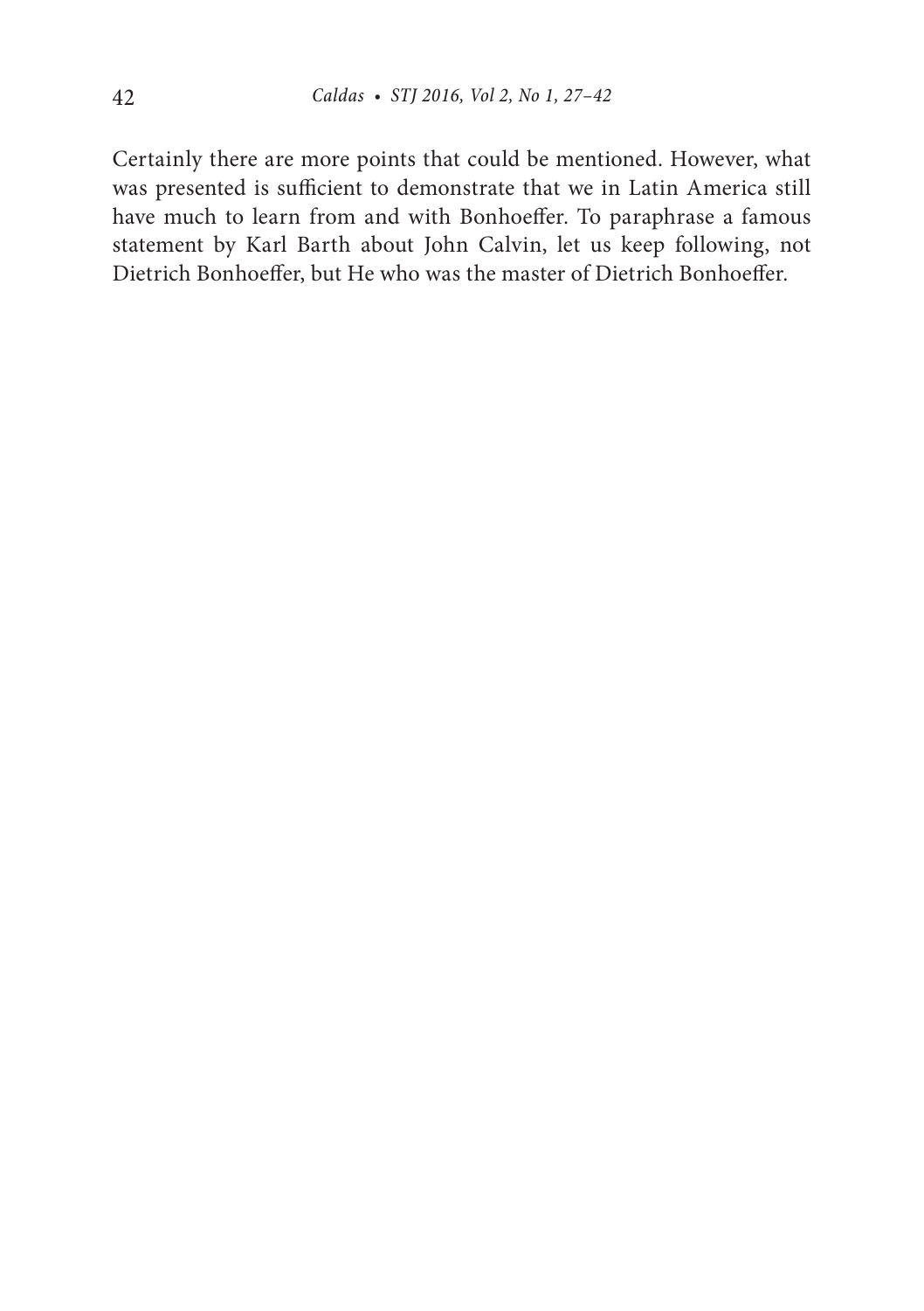Certainly there are more points that could be mentioned. However, what was presented is sufficient to demonstrate that we in Latin America still have much to learn from and with Bonhoeffer. To paraphrase a famous statement by Karl Barth about John Calvin, let us keep following, not Dietrich Bonhoeffer, but He who was the master of Dietrich Bonhoeffer.